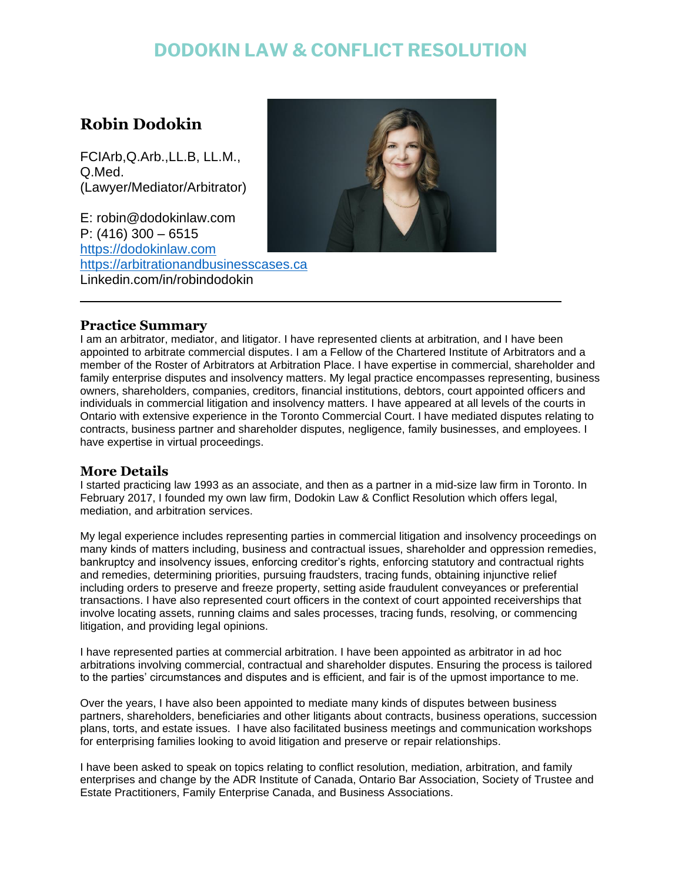# DODOKIN LAW & CONFLICT RESOLUTION

## Robin Dodokin

FCIArb,Q.Arb.,LL.B, LL.M., Q.Med.
(Lawyer/Mediator/Arbitrator)

E: robin@dodokinlaw.com
P: (416) 300 – 6515
https://dodokinlaw.com
https://arbitrationandbusinesscases.ca
Linkedin.com/in/robindodokin

---

### Practice Summary

I am an arbitrator, mediator, and litigator. I have represented clients at arbitration, and I have been appointed to arbitrate commercial disputes. I am a Fellow of the Chartered Institute of Arbitrators and a member of the Roster of Arbitrators at Arbitration Place. I have expertise in commercial, shareholder and family enterprise disputes and insolvency matters. My legal practice encompasses representing, business owners, shareholders, companies, creditors, financial institutions, debtors, court appointed officers and individuals in commercial litigation and insolvency matters. I have appeared at all levels of the courts in Ontario with extensive experience in the Toronto Commercial Court. I have mediated disputes relating to contracts, business partner and shareholder disputes, negligence, family businesses, and employees. I have expertise in virtual proceedings.

### More Details

I started practicing law 1993 as an associate, and then as a partner in a mid-size law firm in Toronto. In February 2017, I founded my own law firm, Dodokin Law & Conflict Resolution which offers legal, mediation, and arbitration services.

My legal experience includes representing parties in commercial litigation and insolvency proceedings on many kinds of matters including, business and contractual issues, shareholder and oppression remedies, bankruptcy and insolvency issues, enforcing creditor's rights, enforcing statutory and contractual rights and remedies, determining priorities, pursuing fraudsters, tracing funds, obtaining injunctive relief including orders to preserve and freeze property, setting aside fraudulent conveyances or preferential transactions. I have also represented court officers in the context of court appointed receiverships that involve locating assets, running claims and sales processes, tracing funds, resolving, or commencing litigation, and providing legal opinions.

I have represented parties at commercial arbitration. I have been appointed as arbitrator in ad hoc arbitrations involving commercial, contractual and shareholder disputes. Ensuring the process is tailored to the parties' circumstances and disputes and is efficient, and fair is of the upmost importance to me.

Over the years, I have also been appointed to mediate many kinds of disputes between business partners, shareholders, beneficiaries and other litigants about contracts, business operations, succession plans, torts, and estate issues. I have also facilitated business meetings and communication workshops for enterprising families looking to avoid litigation and preserve or repair relationships.

I have been asked to speak on topics relating to conflict resolution, mediation, arbitration, and family enterprises and change by the ADR Institute of Canada, Ontario Bar Association, Society of Trustee and Estate Practitioners, Family Enterprise Canada, and Business Associations.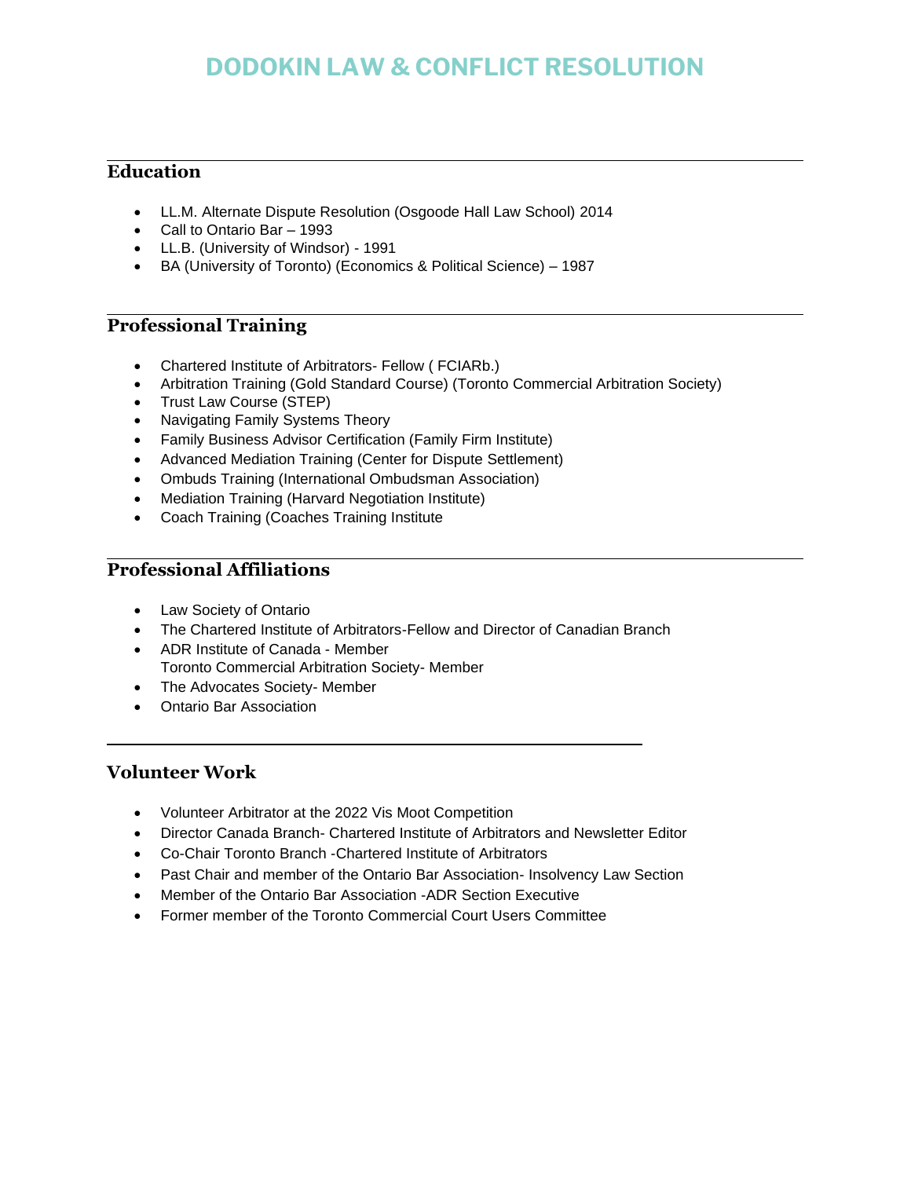# DODOKIN LAW & CONFLICT RESOLUTION

## Education

- LL.M. Alternate Dispute Resolution (Osgoode Hall Law School) 2014
- Call to Ontario Bar – 1993
- LL.B. (University of Windsor) - 1991
- BA (University of Toronto) (Economics & Political Science) – 1987

## Professional Training

- Chartered Institute of Arbitrators- Fellow ( FCIARb.)
- Arbitration Training (Gold Standard Course) (Toronto Commercial Arbitration Society)
- Trust Law Course (STEP)
- Navigating Family Systems Theory
- Family Business Advisor Certification (Family Firm Institute)
- Advanced Mediation Training (Center for Dispute Settlement)
- Ombuds Training (International Ombudsman Association)
- Mediation Training (Harvard Negotiation Institute)
- Coach Training (Coaches Training Institute

## Professional Affiliations

- Law Society of Ontario
- The Chartered Institute of Arbitrators-Fellow and Director of Canadian Branch
- ADR Institute of Canada - Member
  Toronto Commercial Arbitration Society- Member
- The Advocates Society- Member
- Ontario Bar Association

## Volunteer Work

- Volunteer Arbitrator at the 2022 Vis Moot Competition
- Director Canada Branch- Chartered Institute of Arbitrators and Newsletter Editor
- Co-Chair Toronto Branch -Chartered Institute of Arbitrators
- Past Chair and member of the Ontario Bar Association- Insolvency Law Section
- Member of the Ontario Bar Association -ADR Section Executive
- Former member of the Toronto Commercial Court Users Committee